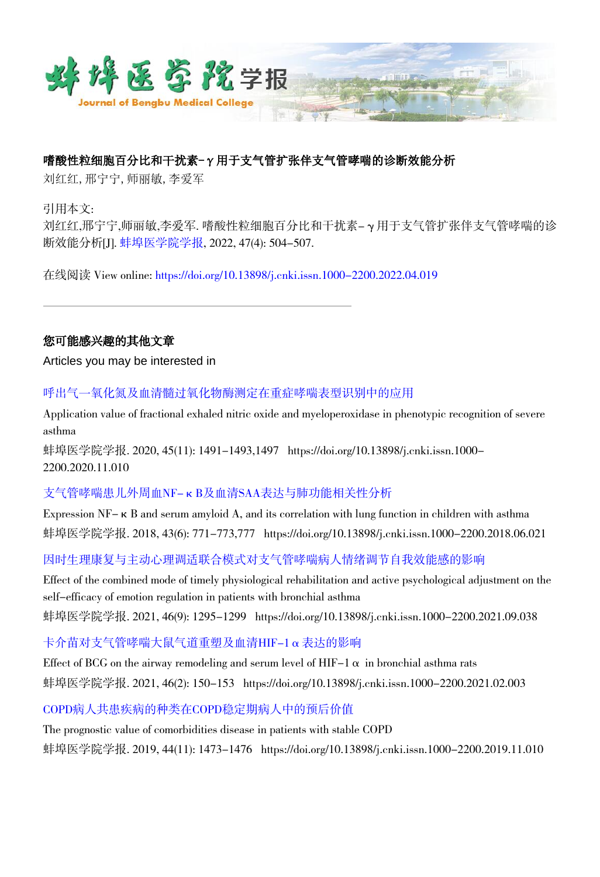# 蚌埠医学院学报

Journal of Bengbu Medical College

**嗜酸性粒细胞百分比和干扰素-γ用于支气管扩张伴支气管哮喘的诊断效能分析**

刘红红, 邢宁宁, 师丽敏, 李爱军

引用本文:

刘红红,邢宁宁,师丽敏,李爱军. 嗜酸性粒细胞百分比和干扰素-γ用于支气管扩张伴支气管哮喘的诊断效能分析[J]. 蚌埠医学院学报, 2022, 47(4): 504-507.

在线阅读 View online: https://doi.org/10.13898/j.cnki.issn.1000-2200.2022.04.019

---

**您可能感兴趣的其他文章**

Articles you may be interested in

呼出气一氧化氮及血清髓过氧化物酶测定在重症哮喘表型识别中的应用

Application value of fractional exhaled nitric oxide and myeloperoxidase in phenotypic recognition of severe asthma

蚌埠医学院学报. 2020, 45(11): 1491-1493,1497 https://doi.org/10.13898/j.cnki.issn.1000-2200.2020.11.010

支气管哮喘患儿外周血NF-κB及血清SAA表达与肺功能相关性分析

Expression NF-κB and serum amyloid A, and its correlation with lung function in children with asthma

蚌埠医学院学报. 2018, 43(6): 771-773,777 https://doi.org/10.13898/j.cnki.issn.1000-2200.2018.06.021

因时生理康复与主动心理调适联合模式对支气管哮喘病人情绪调节自我效能感的影响

Effect of the combined mode of timely physiological rehabilitation and active psychological adjustment on the self-efficacy of emotion regulation in patients with bronchial asthma

蚌埠医学院学报. 2021, 46(9): 1295-1299 https://doi.org/10.13898/j.cnki.issn.1000-2200.2021.09.038

卡介苗对支气管哮喘大鼠气道重塑及血清HIF-1α表达的影响

Effect of BCG on the airway remodeling and serum level of HIF-1α in bronchial asthma rats

蚌埠医学院学报. 2021, 46(2): 150-153 https://doi.org/10.13898/j.cnki.issn.1000-2200.2021.02.003

COPD病人共患疾病的种类在COPD稳定期病人中的预后价值

The prognostic value of comorbidities disease in patients with stable COPD

蚌埠医学院学报. 2019, 44(11): 1473-1476 https://doi.org/10.13898/j.cnki.issn.1000-2200.2019.11.010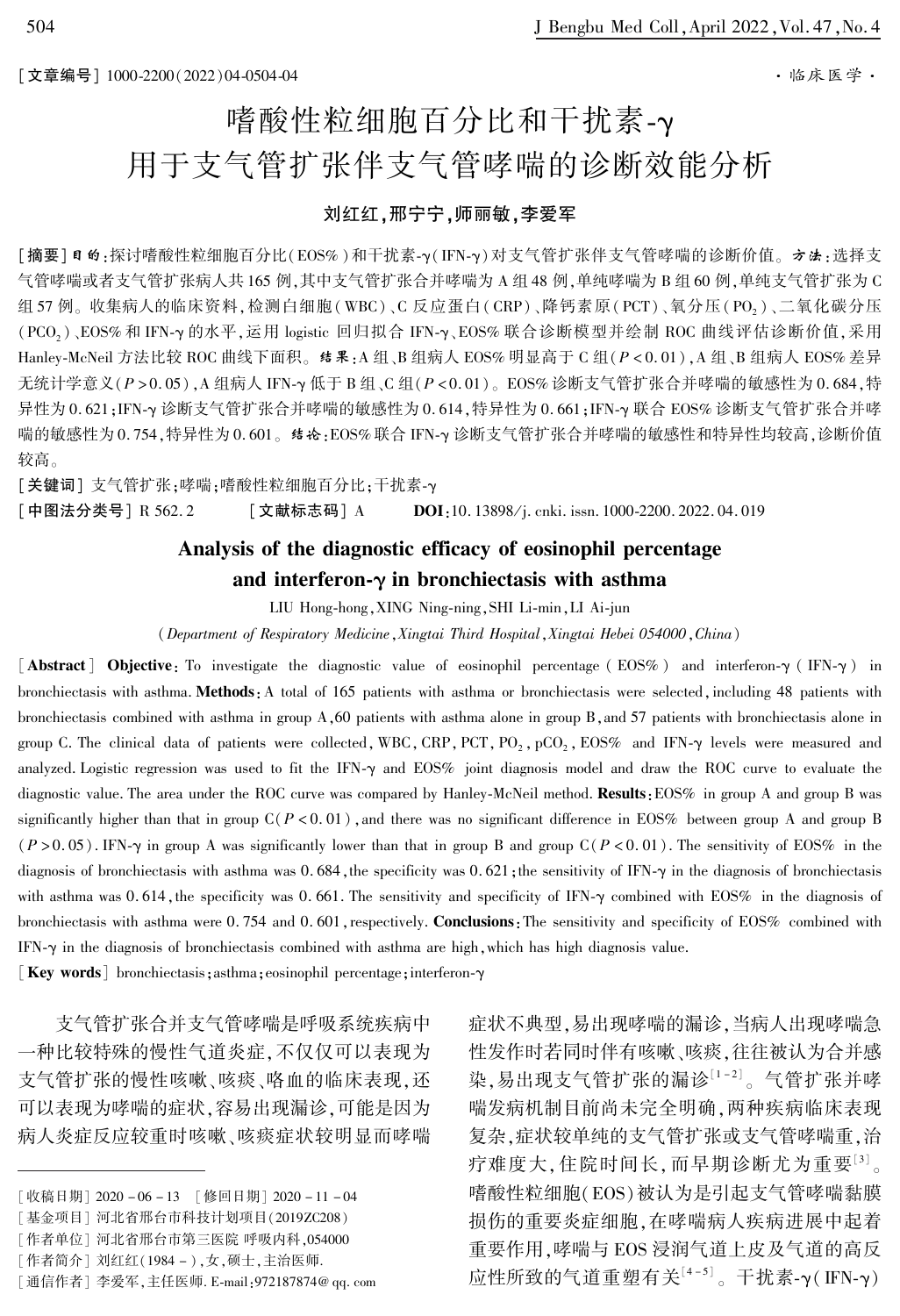[文章编号] 1000-2200(2022)04-0504-04

·临床医学·

# 嗜酸性粒细胞百分比和干扰素-γ用于支气管扩张伴支气管哮喘的诊断效能分析

**刘红红,邢宁宁,师丽敏,李爱军**

[**摘要**] *目的*:探讨嗜酸性粒细胞百分比(EOS%)和干扰素-γ(IFN-γ)对支气管扩张伴支气管哮喘的诊断价值。*方法*:选择支气管哮喘或者支气管扩张病人共165例,其中支气管扩张合并哮喘为A组48例,单纯哮喘为B组60例,单纯支气管扩张为C组57例。收集病人的临床资料,检测白细胞(WBC)、C反应蛋白(CRP)、降钙素原(PCT)、氧分压($PO_2$)、二氧化碳分压($PCO_2$)、EOS%和IFN-γ的水平,运用logistic回归拟合IFN-γ、EOS%联合诊断模型并绘制ROC曲线评估诊断价值,采用Hanley-McNeil方法比较ROC曲线下面积。*结果*:A组、B组病人EOS%明显高于C组($P<0.01$),A组、B组病人EOS%差异无统计学意义($P>0.05$),A组病人IFN-γ低于B组、C组($P<0.01$)。EOS%诊断支气管扩张合并哮喘的敏感性为0.684,特异性为0.621;IFN-γ诊断支气管扩张合并哮喘的敏感性为0.614,特异性为0.661;IFN-γ联合EOS%诊断支气管扩张合并哮喘的敏感性为0.754,特异性为0.601。*结论*:EOS%联合IFN-γ诊断支气管扩张合并哮喘的敏感性和特异性均较高,诊断价值较高。

[**关键词**] 支气管扩张;哮喘;嗜酸性粒细胞百分比;干扰素-γ

[**中图法分类号**] R 562.2　　[**文献标志码**] A　　**DOI**:10.13898/j.cnki.issn.1000-2200.2022.04.019

## Analysis of the diagnostic efficacy of eosinophil percentage and interferon-γ in bronchiectasis with asthma

LIU Hong-hong, XING Ning-ning, SHI Li-min, LI Ai-jun

(*Department of Respiratory Medicine, Xingtai Third Hospital, Xingtai Hebei 054000, China*)

[**Abstract**] **Objective**: To investigate the diagnostic value of eosinophil percentage (EOS%) and interferon-γ (IFN-γ) in bronchiectasis with asthma. **Methods**: A total of 165 patients with asthma or bronchiectasis were selected, including 48 patients with bronchiectasis combined with asthma in group A, 60 patients with asthma alone in group B, and 57 patients with bronchiectasis alone in group C. The clinical data of patients were collected, WBC, CRP, PCT, $PO_2$, $pCO_2$, EOS% and IFN-γ levels were measured and analyzed. Logistic regression was used to fit the IFN-γ and EOS% joint diagnosis model and draw the ROC curve to evaluate the diagnostic value. The area under the ROC curve was compared by Hanley-McNeil method. **Results**: EOS% in group A and group B was significantly higher than that in group C ($P<0.01$), and there was no significant difference in EOS% between group A and group B ($P>0.05$). IFN-γ in group A was significantly lower than that in group B and group C ($P<0.01$). The sensitivity of EOS% in the diagnosis of bronchiectasis with asthma was 0.684, the specificity was 0.621; the sensitivity of IFN-γ in the diagnosis of bronchiectasis with asthma was 0.614, the specificity was 0.661. The sensitivity and specificity of IFN-γ combined with EOS% in the diagnosis of bronchiectasis with asthma were 0.754 and 0.601, respectively. **Conclusions**: The sensitivity and specificity of EOS% combined with IFN-γ in the diagnosis of bronchiectasis combined with asthma are high, which has high diagnosis value.

[**Key words**] bronchiectasis; asthma; eosinophil percentage; interferon-γ

支气管扩张合并支气管哮喘是呼吸系统疾病中一种比较特殊的慢性气道炎症,不仅仅可以表现为支气管扩张的慢性咳嗽、咳痰、咯血的临床表现,还可以表现为哮喘的症状,容易出现漏诊,可能是因为病人炎症反应较重时咳嗽、咳痰症状较明显而哮喘症状不典型,易出现哮喘的漏诊,当病人出现哮喘急性发作时若同时伴有咳嗽、咳痰,往往被认为合并感染,易出现支气管扩张的漏诊[1-2]。气管扩张并哮喘发病机制目前尚未完全明确,两种疾病临床表现复杂,症状较单纯的支气管扩张或支气管哮喘重,治疗难度大,住院时间长,而早期诊断尤为重要[3]。嗜酸性粒细胞(EOS)被认为是引起支气管哮喘黏膜损伤的重要炎症细胞,在哮喘病人疾病进展中起着重要作用,哮喘与EOS浸润气道上皮及气道的高反应性所致的气道重塑有关[4-5]。干扰素-γ(IFN-γ)

---

[收稿日期] 2020-06-13　[修回日期] 2020-11-04

[基金项目] 河北省邢台市科技计划项目(2019ZC208)

[作者单位] 河北省邢台市第三医院 呼吸内科,054000

[作者简介] 刘红红(1984-),女,硕士,主治医师.

[通信作者] 李爱军,主任医师. E-mail:972187874@qq.com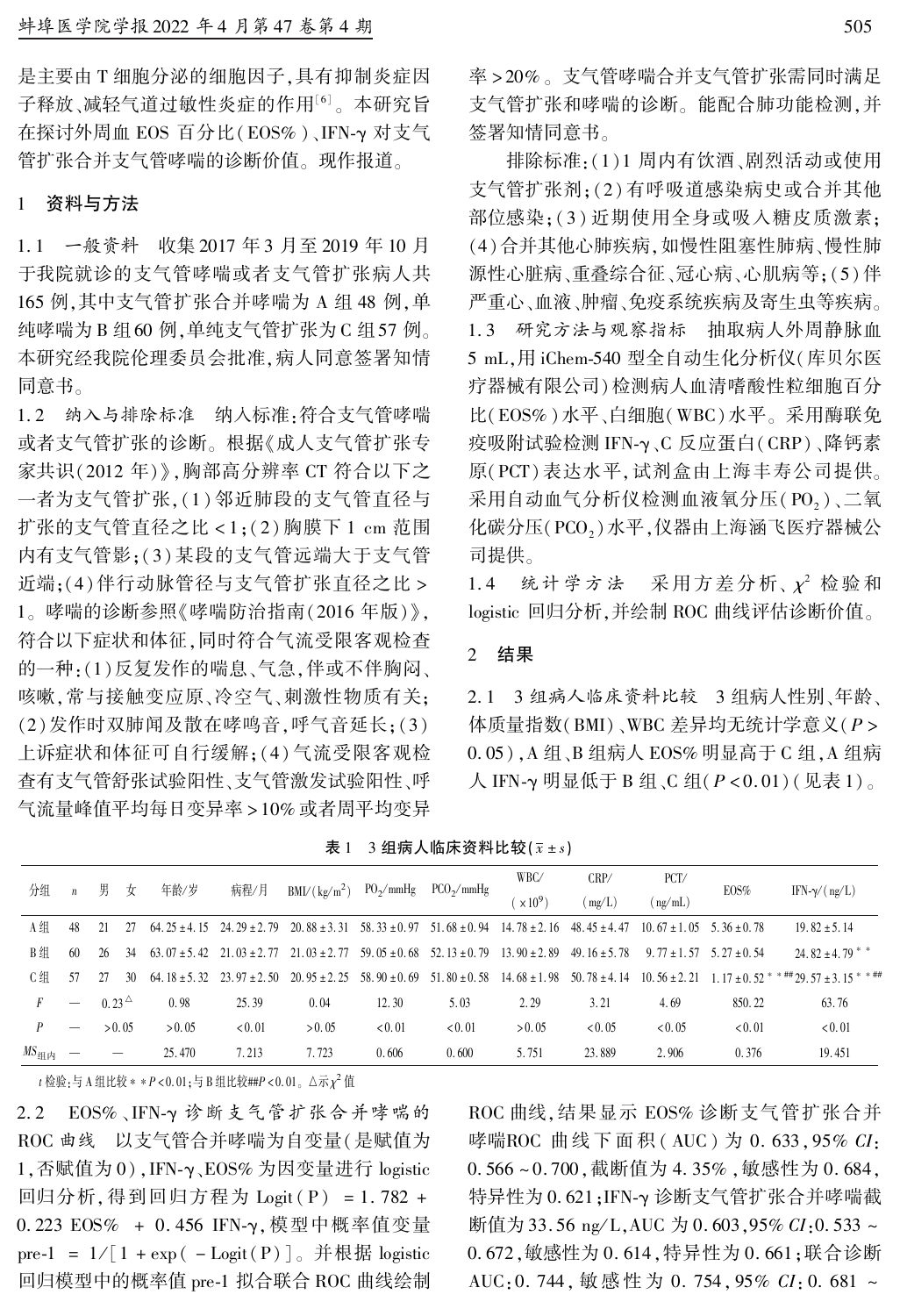是主要由T细胞分泌的细胞因子,具有抑制炎症因子释放、减轻气道过敏性炎症的作用[6]。本研究旨在探讨外周血EOS百分比(EOS%)、IFN-γ对支气管扩张合并支气管哮喘的诊断价值。现作报道。

## 1 资料与方法

**1.1 一般资料** 收集2017年3月至2019年10月于我院就诊的支气管哮喘或者支气管扩张病人共165例,其中支气管扩张合并哮喘为A组48例,单纯哮喘为B组60例,单纯支气管扩张为C组57例。本研究经我院伦理委员会批准,病人同意签署知情同意书。

**1.2 纳入与排除标准** 纳入标准:符合支气管哮喘或者支气管扩张的诊断。根据《成人支气管扩张专家共识(2012年)》,胸部高分辨率CT符合以下之一者为支气管扩张,(1)邻近肺段的支气管直径与扩张的支气管直径之比<1;(2)胸膜下1 cm范围内有支气管影;(3)某段的支气管远端大于支气管近端;(4)伴行动脉管径与支气管扩张直径之比>1。哮喘的诊断参照《哮喘防治指南(2016年版)》,符合以下症状和体征,同时符合气流受限客观检查的一种:(1)反复发作的喘息、气急,伴或不伴胸闷、咳嗽,常与接触变应原、冷空气、刺激性物质有关;(2)发作时双肺闻及散在哮鸣音,呼气音延长;(3)上诉症状和体征可自行缓解;(4)气流受限客观检查有支气管舒张试验阳性、支气管激发试验阳性、呼气流量峰值平均每日变异率>10%或者周平均变异率>20%。支气管哮喘合并支气管扩张需同时满足支气管扩张和哮喘的诊断。能配合肺功能检测,并签署知情同意书。

排除标准:(1)1周内有饮酒、剧烈活动或使用支气管扩张剂;(2)有呼吸道感染病史或合并其他部位感染;(3)近期使用全身或吸入糖皮质激素;(4)合并其他心肺疾病,如慢性阻塞性肺病、慢性肺源性心脏病、重叠综合征、冠心病、心肌病等;(5)伴严重心、血液、肿瘤、免疫系统疾病及寄生虫等疾病。

**1.3 研究方法与观察指标** 抽取病人外周静脉血5 mL,用iChem-540型全自动生化分析仪(库贝尔医疗器械有限公司)检测病人血清嗜酸性粒细胞百分比(EOS%)水平、白细胞(WBC)水平。采用酶联免疫吸附试验检测IFN-γ、C反应蛋白(CRP)、降钙素原(PCT)表达水平,试剂盒由上海丰寿公司提供。采用自动血气分析仪检测血液氧分压($PO_2$)、二氧化碳分压($PCO_2$)水平,仪器由上海涵飞医疗器械公司提供。

**1.4 统计学方法** 采用方差分析、$\chi^2$检验和logistic回归分析,并绘制ROC曲线评估诊断价值。

## 2 结果

**2.1 3组病人临床资料比较** 3组病人性别、年龄、体质量指数(BMI)、WBC差异均无统计学意义($P>0.05$),A组、B组病人EOS%明显高于C组,A组病人IFN-γ明显低于B组、C组($P<0.01$)(见表1)。

**表1 3组病人临床资料比较($\bar{x}\pm s$)**

| 分组 | $n$ | 男 | 女 | 年龄/岁 | 病程/月 | BMI/(kg/m²) | $PO_2$/mmHg | $PCO_2$/mmHg | WBC/(×10⁹) | CRP/(mg/L) | PCT/(ng/mL) | EOS% | IFN-γ/(ng/L) |
|---|---|---|---|---|---|---|---|---|---|---|---|---|---|
| A组 | 48 | 21 | 27 | 64.25±4.15 | 24.29±2.79 | 20.88±3.31 | 58.33±0.97 | 51.68±0.94 | 14.78±2.16 | 48.45±4.47 | 10.67±1.05 | 5.36±0.78 | 19.82±5.14 |
| B组 | 60 | 26 | 34 | 63.07±5.42 | 21.03±2.77 | 21.03±2.77 | 59.05±0.68 | 52.13±0.79 | 13.90±2.89 | 49.16±5.78 | 9.77±1.57 | 5.27±0.54 | 24.82±4.79** |
| C组 | 57 | 27 | 30 | 64.18±5.32 | 23.97±2.50 | 20.95±2.25 | 58.90±0.69 | 51.80±0.58 | 14.68±1.98 | 50.78±4.14 | 10.56±2.21 | 1.17±0.52**## | 29.57±3.15**## |
| $F$ | — | 0.23△ | | 0.98 | 25.39 | 0.04 | 12.30 | 5.03 | 2.29 | 3.21 | 4.69 | 850.22 | 63.76 |
| $P$ | — | >0.05 | | >0.05 | <0.01 | >0.05 | <0.01 | <0.01 | >0.05 | <0.05 | <0.05 | <0.01 | <0.01 |
| $MS_{组内}$ | — | — | | 25.470 | 7.213 | 7.723 | 0.606 | 0.600 | 5.751 | 23.889 | 2.906 | 0.376 | 19.451 |

$t$检验:与A组比较**$P<0.01$;与B组比较##$P<0.01$。△示$\chi^2$值

**2.2 EOS%、IFN-γ诊断支气管扩张合并哮喘的ROC曲线** 以支气管合并哮喘为自变量(是赋值为1,否赋值为0),IFN-γ、EOS%为因变量进行logistic回归分析,得到回归方程为Logit(P) = 1.782 + 0.223 EOS% + 0.456 IFN-γ,模型中概率值变量pre-1 = 1/[1 + exp(−Logit(P))]。并根据logistic回归模型中的概率值pre-1拟合联合ROC曲线绘制ROC曲线,结果显示EOS%诊断支气管扩张合并哮喘ROC曲线下面积(AUC)为0.633,95% *CI*:0.566~0.700,截断值为4.35%,敏感性为0.684,特异性为0.621;IFN-γ诊断支气管扩张合并哮喘截断值为33.56 ng/L,AUC为0.603,95% *CI*:0.533~0.672,敏感性为0.614,特异性为0.661;联合诊断AUC:0.744,敏感性为0.754,95% *CI*:0.681~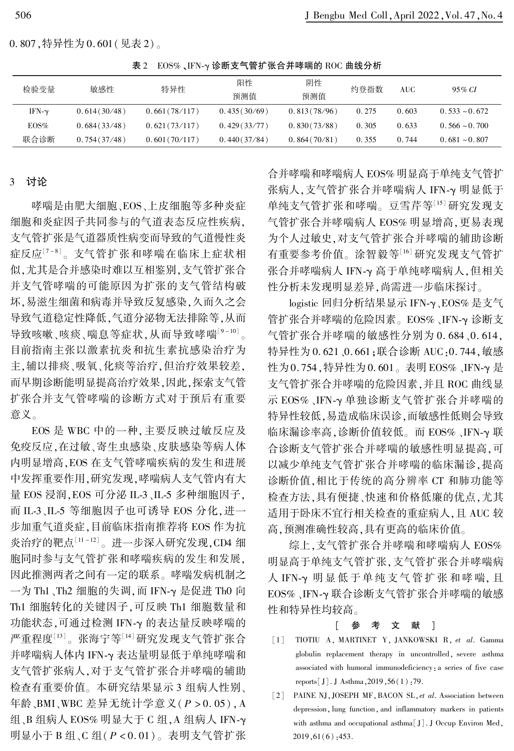0.807,特异性为0.601(见表2)。

**表2　EOS%、IFN-γ诊断支气管扩张合并哮喘的ROC曲线分析**

| 检验变量 | 敏感性 | 特异性 | 阳性预测值 | 阴性预测值 | 约登指数 | AUC | 95% *CI* |
|---|---|---|---|---|---|---|---|
| IFN-γ | 0.614(30/48) | 0.661(78/117) | 0.435(30/69) | 0.813(78/96) | 0.275 | 0.603 | 0.533～0.672 |
| EOS% | 0.684(33/48) | 0.621(73/117) | 0.429(33/77) | 0.830(73/88) | 0.305 | 0.633 | 0.566～0.700 |
| 联合诊断 | 0.754(37/48) | 0.601(70/117) | 0.440(37/84) | 0.864(70/81) | 0.355 | 0.744 | 0.681～0.807 |

## 3　讨论

哮喘是由肥大细胞、EOS、上皮细胞等多种炎症细胞和炎症因子共同参与的气道表态反应性疾病,支气管扩张是气道器质性病变而导致的气道慢性炎症反应[7-8]。支气管扩张和哮喘在临床上症状相似,尤其是合并感染时难以互相鉴别,支气管扩张合并支气管哮喘的可能原因为扩张的支气管结构破坏,易滋生细菌和病毒并导致反复感染,久而久之会导致气道稳定性降低,气道分泌物无法排除等,从而导致咳嗽、咳痰、喘息等症状,从而导致哮喘[9-10]。目前指南主张以激素抗炎和抗生素抗感染治疗为主,辅以排痰、吸氧、化痰等治疗,但治疗效果较差,而早期诊断能明显提高治疗效果,因此,探索支气管扩张合并支气管哮喘的诊断方式对于预后有重要意义。

EOS是WBC中的一种,主要反映过敏反应及免疫反应,在过敏、寄生虫感染、皮肤感染等病人体内明显增高,EOS在支气管哮喘疾病的发生和进展中发挥重要作用,研究发现,哮喘病人支气管内有大量EOS浸润,EOS可分泌IL-3、IL-5多种细胞因子,而IL-3、IL-5等细胞因子也可诱导EOS分化,进一步加重气道炎症,目前临床指南推荐将EOS作为抗炎治疗的靶点[11-12]。进一步深入研究发现,CD4细胞同时参与支气管扩张和哮喘疾病的发生和发展,因此推测两者之间有一定的联系。哮喘发病机制之一为Th1、Th2细胞的失调,而IFN-γ是促进Th0向Th1细胞转化的关键因子,可反映Th1细胞数量和功能状态,可通过检测IFN-γ的表达量反映哮喘的严重程度[13]。张海宁等[14]研究发现支气管扩张合并哮喘病人体内IFN-γ表达量明显低于单纯哮喘和支气管扩张病人,对于支气管扩张合并哮喘的辅助检查有重要价值。本研究结果显示3组病人性别、年龄、BMI、WBC差异无统计学意义($P>0.05$),A组、B组病人EOS%明显大于C组,A组病人IFN-γ明显小于B组、C组($P<0.01$)。表明支气管扩张合并哮喘和哮喘病人EOS%明显高于单纯支气管扩张病人,支气管扩张合并哮喘病人IFN-γ明显低于单纯支气管扩张和哮喘。豆雪芹等[15]研究发现支气管扩张合并哮喘病人EOS%明显增高,更易表现为个人过敏史,对支气管扩张合并哮喘的辅助诊断有重要参考价值。涂智毅等[16]研究发现支气管扩张合并哮喘病人IFN-γ高于单纯哮喘病人,但相关性分析未发现明显差异,尚需进一步临床探讨。

logistic回归分析结果显示IFN-γ、EOS%是支气管扩张合并哮喘的危险因素。EOS%、IFN-γ诊断支气管扩张合并哮喘的敏感性分别为0.684、0.614,特异性为0.621、0.661;联合诊断AUC:0.744,敏感性为0.754,特异性为0.601。表明EOS%、IFN-γ是支气管扩张合并哮喘的危险因素,并且ROC曲线显示EOS%、IFN-γ单独诊断支气管扩张合并哮喘的特异性较低,易造成临床误诊,而敏感性低则会导致临床漏诊率高,诊断价值较低。而EOS%、IFN-γ联合诊断支气管扩张合并哮喘的敏感性明显提高,可以减少单纯支气管扩张合并哮喘的临床漏诊,提高诊断价值,相比于传统的高分辨率CT和肺功能等检查方法,具有便捷、快速和价格低廉的优点,尤其适用于卧床不宜行相关检查的重症病人,且AUC较高,预测准确性较高,具有更高的临床价值。

综上,支气管扩张合并哮喘和哮喘病人EOS%明显高于单纯支气管扩张,支气管扩张合并哮喘病人IFN-γ明显低于单纯支气管扩张和哮喘,且EOS%、IFN-γ联合诊断支气管扩张合并哮喘的敏感性和特异性均较高。

## [参考文献]

[1] TIOTIU A, MARTINET Y, JANKOWSKI R, *et al*. Gamma globulin replacement therapy in uncontrolled, severe asthma associated with humoral immunodeficiency: a series of five case reports[J]. J Asthma, 2019, 56(1): 79.

[2] PAINE NJ, JOSEPH MF, BACON SL, *et al*. Association between depression, lung function, and inflammatory markers in patients with asthma and occupational asthma[J]. J Occup Environ Med, 2019, 61(6): 453.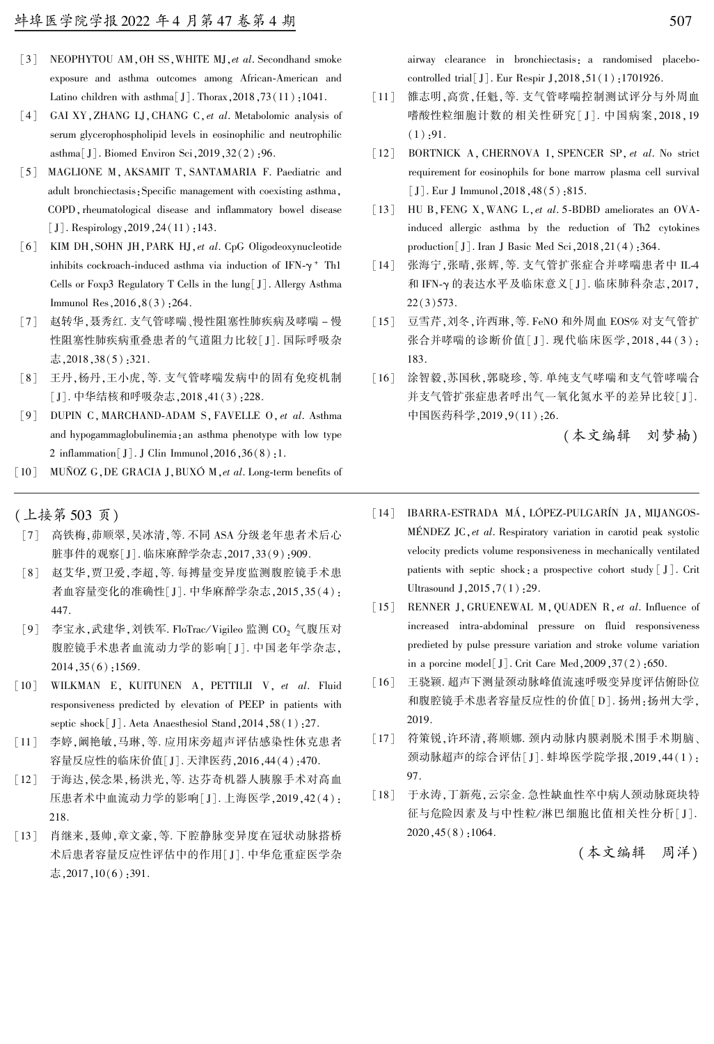[3] NEOPHYTOU AM, OH SS, WHITE MJ, *et al*. Secondhand smoke exposure and asthma outcomes among African-American and Latino children with asthma[J]. Thorax, 2018, 73(11): 1041.

[4] GAI XY, ZHANG LJ, ZHANG C, *et al*. Metabolomic analysis of serum glycerophospholipid levels in eosinophilic and neutrophilic asthma[J]. Biomed Environ Sci, 2019, 32(2): 96.

[5] MAGLIONE M, AKSAMIT T, SANTAMARIA F. Paediatric and adult bronchiectasis: Specific management with coexisting asthma, COPD, rheumatological disease and inflammatory bowel disease[J]. Respirology, 2019, 24(11): 143.

[6] KIM DH, SOHN JH, PARK HJ, *et al*. CpG Oligodeoxynucleotide inhibits cockroach-induced asthma via induction of IFN-$\gamma^+$ Th1 Cells or Foxp3 Regulatory T Cells in the lung[J]. Allergy Asthma Immunol Res, 2016, 8(3): 264.

[7] 赵转华,聂秀红. 支气管哮喘、慢性阻塞性肺疾病及哮喘 – 慢性阻塞性肺疾病重叠患者的气道阻力比较[J]. 国际呼吸杂志, 2018, 38(5): 321.

[8] 王丹,杨丹,王小虎,等. 支气管哮喘发病中的固有免疫机制[J]. 中华结核和呼吸杂志, 2018, 41(3): 228.

[9] DUPIN C, MARCHAND-ADAM S, FAVELLE O, *et al*. Asthma and hypogammaglobulinemia: an asthma phenotype with low type 2 inflammation[J]. J Clin Immunol, 2016, 36(8): 1.

[10] MUÑOZ G, DE GRACIA J, BUXÓ M, *et al*. Long-term benefits of airway clearance in bronchiectasis: a randomised placebo-controlled trial[J]. Eur Respir J, 2018, 51(1): 1701926.

[11] 雒志明,高赏,任魁,等. 支气管哮喘控制测试评分与外周血嗜酸性粒细胞计数的相关性研究[J]. 中国病案, 2018, 19(1): 91.

[12] BORTNICK A, CHERNOVA I, SPENCER SP, *et al*. No strict requirement for eosinophils for bone marrow plasma cell survival[J]. Eur J Immunol, 2018, 48(5): 815.

[13] HU B, FENG X, WANG L, *et al*. 5-BDBD ameliorates an OVA-induced allergic asthma by the reduction of Th2 cytokines production[J]. Iran J Basic Med Sci, 2018, 21(4): 364.

[14] 张海宁,张晴,张辉,等. 支气管扩张症合并哮喘患者中 IL-4 和 IFN-γ 的表达水平及临床意义[J]. 临床肺科杂志, 2017, 22(3)573.

[15] 豆雪芹,刘冬,许西琳,等. FeNO 和外周血 EOS% 对支气管扩张合并哮喘的诊断价值[J]. 现代临床医学, 2018, 44(3): 183.

[16] 涂智毅,苏国秋,郭晓珍,等. 单纯支气哮喘和支气管哮喘合并支气管扩张症患者呼出气一氧化氮水平的差异比较[J]. 中国医药科学, 2019, 9(11): 26.

(本文编辑 刘梦楠)

---

(上接第 503 页)

[7] 高铁梅,茆顺翠,吴冰清,等. 不同 ASA 分级老年患者术后心脏事件的观察[J]. 临床麻醉学杂志, 2017, 33(9): 909.

[8] 赵艾华,贾卫爱,李超,等. 每搏量变异度监测腹腔镜手术患者血容量变化的准确性[J]. 中华麻醉学杂志, 2015, 35(4): 447.

[9] 李宝永,武建华,刘铁军. FloTrac/Vigileo 监测 $CO_2$ 气腹压对腹腔镜手术患者血流动力学的影响[J]. 中国老年学杂志, 2014, 35(6): 1569.

[10] WILKMAN E, KUITUNEN A, PETTILII V, *et al*. Fluid responsiveness predicted by elevation of PEEP in patients with septic shock[J]. Aeta Anaesthesiol Stand, 2014, 58(1): 27.

[11] 李婷,阚艳敏,马琳,等. 应用床旁超声评估感染性休克患者容量反应性的临床价值[J]. 天津医药, 2016, 44(4): 470.

[12] 于海达,侯念果,杨洪光,等. 达芬奇机器人胰腺手术对高血压患者术中血流动力学的影响[J]. 上海医学, 2019, 42(4): 218.

[13] 肖继来,聂帅,章文豪,等. 下腔静脉变异度在冠状动脉搭桥术后患者容量反应性评估中的作用[J]. 中华危重症医学杂志, 2017, 10(6): 391.

[14] IBARRA-ESTRADA MÁ, LÓPEZ-PULGARÍN JA, MIJANGOS-MÉNDEZ JC, *et al*. Respiratory variation in carotid peak systolic velocity predicts volume responsiveness in mechanically ventilated patients with septic shock: a prospective cohort study[J]. Crit Ultrasound J, 2015, 7(1): 29.

[15] RENNER J, GRUENEWAL M, QUADEN R, *et al*. Influence of increased intra-abdominal pressure on fluid responsiveness predieted by pulse pressure variation and stroke volume variation in a porcine model[J]. Crit Care Med, 2009, 37(2): 650.

[16] 王骁颖. 超声下测量颈动脉峰值流速呼吸变异度评估俯卧位和腹腔镜手术患者容量反应性的价值[D]. 扬州:扬州大学, 2019.

[17] 符策锐,许环清,蒋顺娜. 颈内动脉内膜剥脱术围手术期脑、颈动脉超声的综合评估[J]. 蚌埠医学院学报, 2019, 44(1): 97.

[18] 于永涛,丁新苑,云宗金. 急性缺血性卒中病人颈动脉斑块特征与危险因素及与中性粒/淋巴细胞比值相关性分析[J]. 2020, 45(8): 1064.

(本文编辑 周洋)